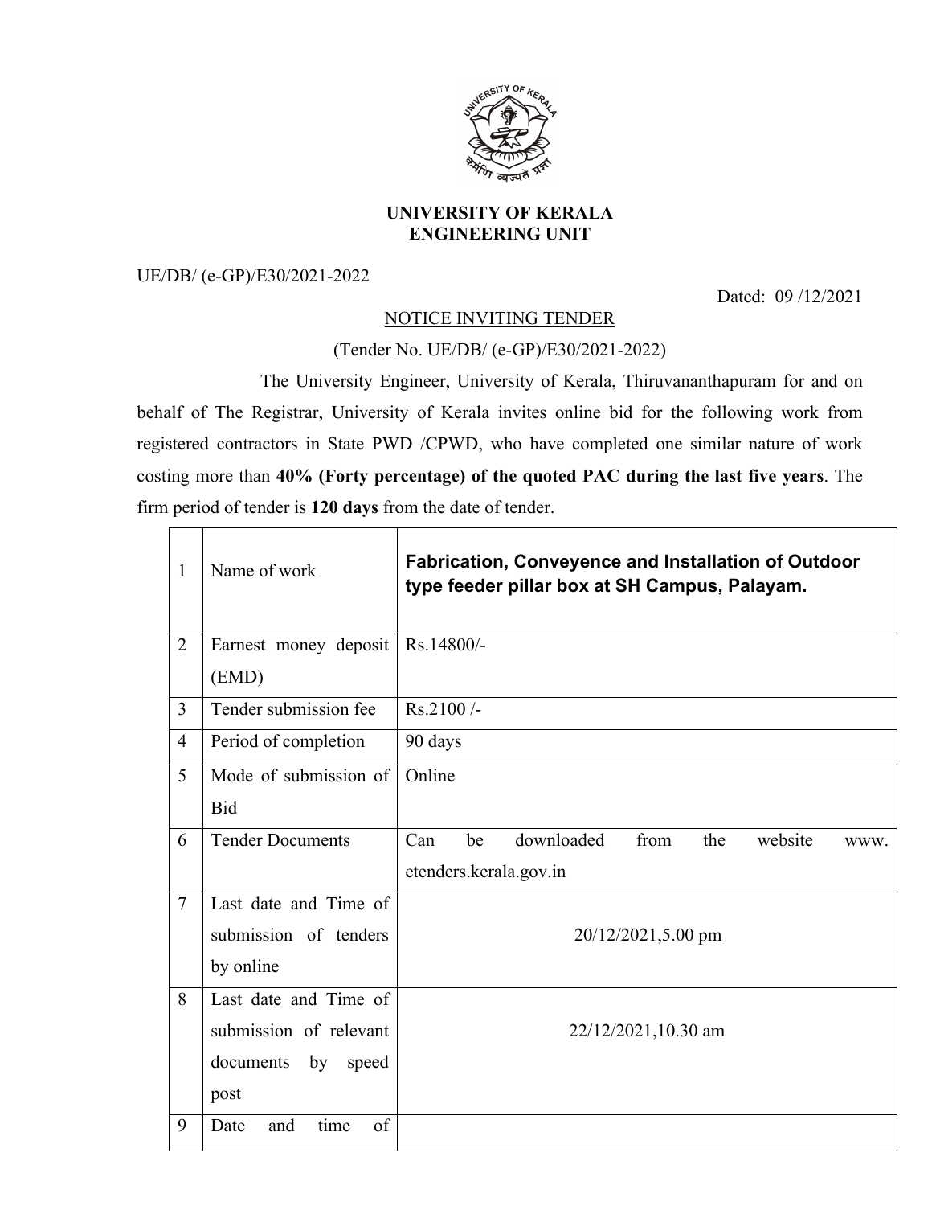# UNIVERSITY OF KERALA
## ENGINEERING UNIT

UE/DB/ (e-GP)/E30/2021-2022

Dated: 09 /12/2021

NOTICE INVITING TENDER

(Tender No. UE/DB/ (e-GP)/E30/2021-2022)

The University Engineer, University of Kerala, Thiruvananthapuram for and on behalf of The Registrar, University of Kerala invites online bid for the following work from registered contractors in State PWD /CPWD, who have completed one similar nature of work costing more than **40% (Forty percentage) of the quoted PAC during the last five years**. The firm period of tender is **120 days** from the date of tender.

| | | |
|---|---|---|
| 1 | Name of work | **Fabrication, Conveyence and Installation of Outdoor type feeder pillar box at SH Campus, Palayam.** |
| 2 | Earnest money deposit (EMD) | Rs.14800/- |
| 3 | Tender submission fee | Rs.2100 /- |
| 4 | Period of completion | 90 days |
| 5 | Mode of submission of Bid | Online |
| 6 | Tender Documents | Can be downloaded from the website www. etenders.kerala.gov.in |
| 7 | Last date and Time of submission of tenders by online | 20/12/2021,5.00 pm |
| 8 | Last date and Time of submission of relevant documents by speed post | 22/12/2021,10.30 am |
| 9 | Date and time of | |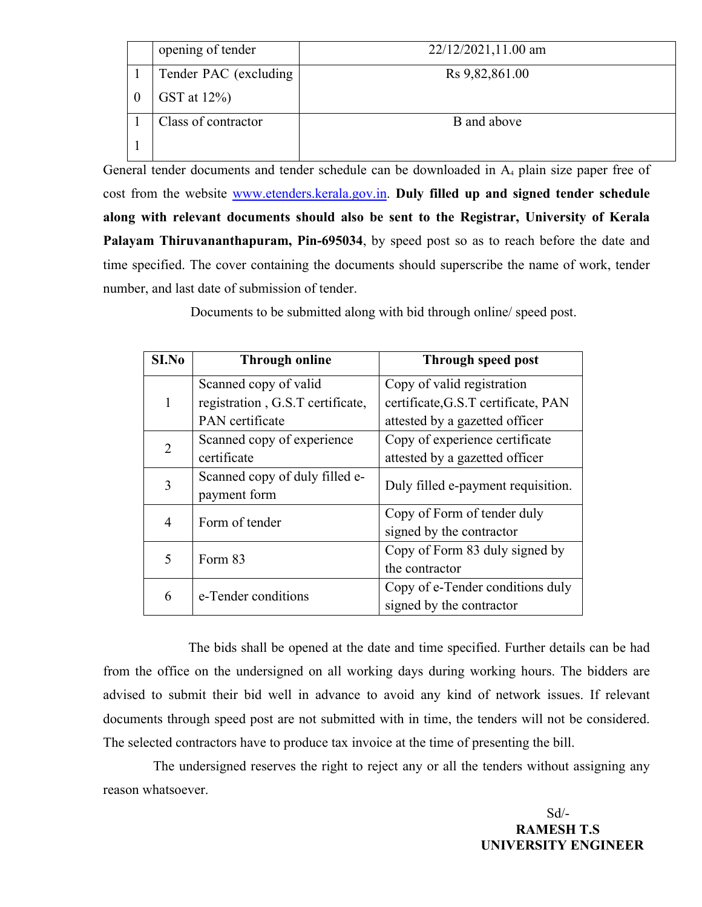| | opening of tender | 22/12/2021,11.00 am |
|---|---|---|
| 10 | Tender PAC (excluding GST at 12%) | Rs 9,82,861.00 |
| 11 | Class of contractor | B and above |

General tender documents and tender schedule can be downloaded in $A_4$ plain size paper free of cost from the website www.etenders.kerala.gov.in. **Duly filled up and signed tender schedule along with relevant documents should also be sent to the Registrar, University of Kerala Palayam Thiruvananthapuram, Pin-695034**, by speed post so as to reach before the date and time specified. The cover containing the documents should superscribe the name of work, tender number, and last date of submission of tender.

Documents to be submitted along with bid through online/ speed post.

| SI.No | Through online | Through speed post |
|---|---|---|
| 1 | Scanned copy of valid registration , G.S.T certificate, PAN certificate | Copy of valid registration certificate,G.S.T certificate, PAN attested by a gazetted officer |
| 2 | Scanned copy of experience certificate | Copy of experience certificate attested by a gazetted officer |
| 3 | Scanned copy of duly filled e-payment form | Duly filled e-payment requisition. |
| 4 | Form of tender | Copy of Form of tender duly signed by the contractor |
| 5 | Form 83 | Copy of Form 83 duly signed by the contractor |
| 6 | e-Tender conditions | Copy of e-Tender conditions duly signed by the contractor |

The bids shall be opened at the date and time specified. Further details can be had from the office on the undersigned on all working days during working hours. The bidders are advised to submit their bid well in advance to avoid any kind of network issues. If relevant documents through speed post are not submitted with in time, the tenders will not be considered. The selected contractors have to produce tax invoice at the time of presenting the bill.

The undersigned reserves the right to reject any or all the tenders without assigning any reason whatsoever.

Sd/-
**RAMESH T.S**
**UNIVERSITY ENGINEER**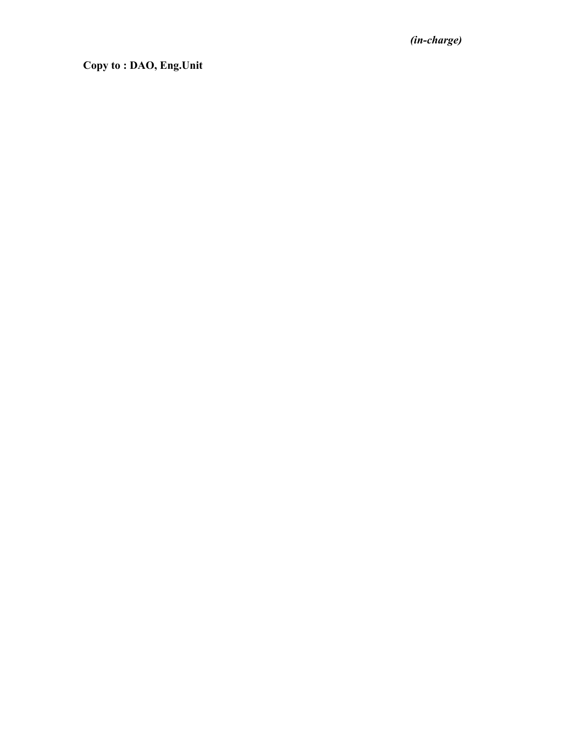*(in-charge)*

**Copy to : DAO, Eng.Unit**